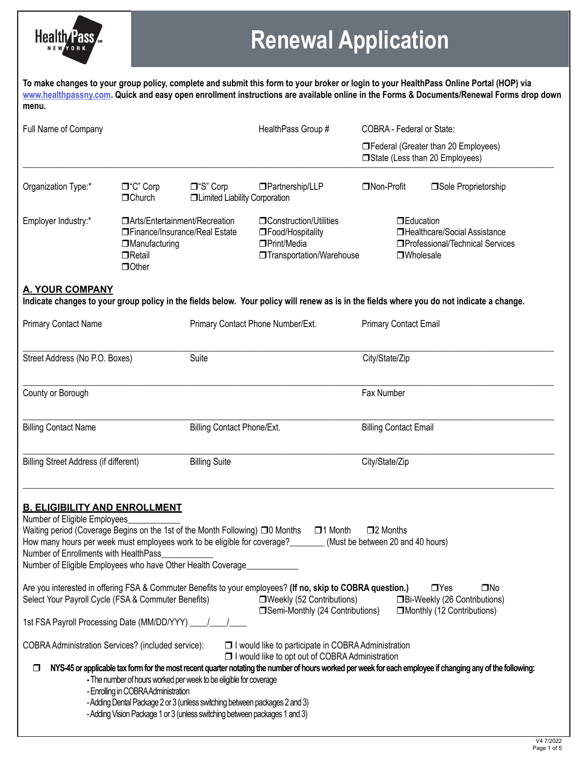# Renewal Application

**To make changes to your group policy, complete and submit this form to your broker or login to your HealthPass Online Portal (HOP) via www.healthpassny.com. Quick and easy open enrollment instructions are available online in the Forms & Documents/Renewal Forms drop down menu.**

Full Name of Company

HealthPass Group #

COBRA - Federal or State:

- ❒ Federal (Greater than 20 Employees)
- ❒ State (Less than 20 Employees)

Organization Type:*

- ❒ "C" Corp
- ❒ Church
- ❒ "S" Corp
- ❒ Limited Liability Corporation
- ❒ Partnership/LLP
- ❒ Non-Profit
- ❒ Sole Proprietorship

Employer Industry:*

- ❒ Arts/Entertainment/Recreation
- ❒ Finance/Insurance/Real Estate
- ❒ Manufacturing
- ❒ Retail
- ❒ Other
- ❒ Construction/Utilities
- ❒ Food/Hospitality
- ❒ Print/Media
- ❒ Transportation/Warehouse
- ❒ Education
- ❒ Healthcare/Social Assistance
- ❒ Professional/Technical Services
- ❒ Wholesale

## A. YOUR COMPANY

**Indicate changes to your group policy in the fields below. Your policy will renew as is in the fields where you do not indicate a change.**

Primary Contact Name

Primary Contact Phone Number/Ext.

Primary Contact Email

Street Address (No P.O. Boxes)

Suite

City/State/Zip

County or Borough

Fax Number

Billing Contact Name

Billing Contact Phone/Ext.

Billing Contact Email

Billing Street Address (if different)

Billing Suite

City/State/Zip

## B. ELIGIBILITY AND ENROLLMENT

Number of Eligible Employees____________

Waiting period (Coverage Begins on the 1st of the Month Following) ❒ 0 Months ❒ 1 Month ❒ 2 Months

How many hours per week must employees work to be eligible for coverage?________ (Must be between 20 and 40 hours)

Number of Enrollments with HealthPass____________

Number of Eligible Employees who have Other Health Coverage____________

Are you interested in offering FSA & Commuter Benefits to your employees? **(If no, skip to COBRA question.)** ❒ Yes ❒ No

Select Your Payroll Cycle (FSA & Commuter Benefits)

- ❒ Weekly (52 Contributions)
- ❒ Bi-Weekly (26 Contributions)
- ❒ Semi-Monthly (24 Contributions)
- ❒ Monthly (12 Contributions)

1st FSA Payroll Processing Date (MM/DD/YYY) ____/____/____

COBRA Administration Services? (included service):

- ❒ I would like to participate in COBRA Administration
- ❒ I would like to opt out of COBRA Administration

❒ **NYS-45 or applicable tax form for the most recent quarter notating the number of hours worked per week for each employee if changing any of the following:**

- The number of hours worked per week to be eligible for coverage
- Enrolling in COBRA Administration
- Adding Dental Package 2 or 3 (unless switching between packages 2 and 3)
- Adding Vision Package 1 or 3 (unless switching between packages 1 and 3)

V4 7/2022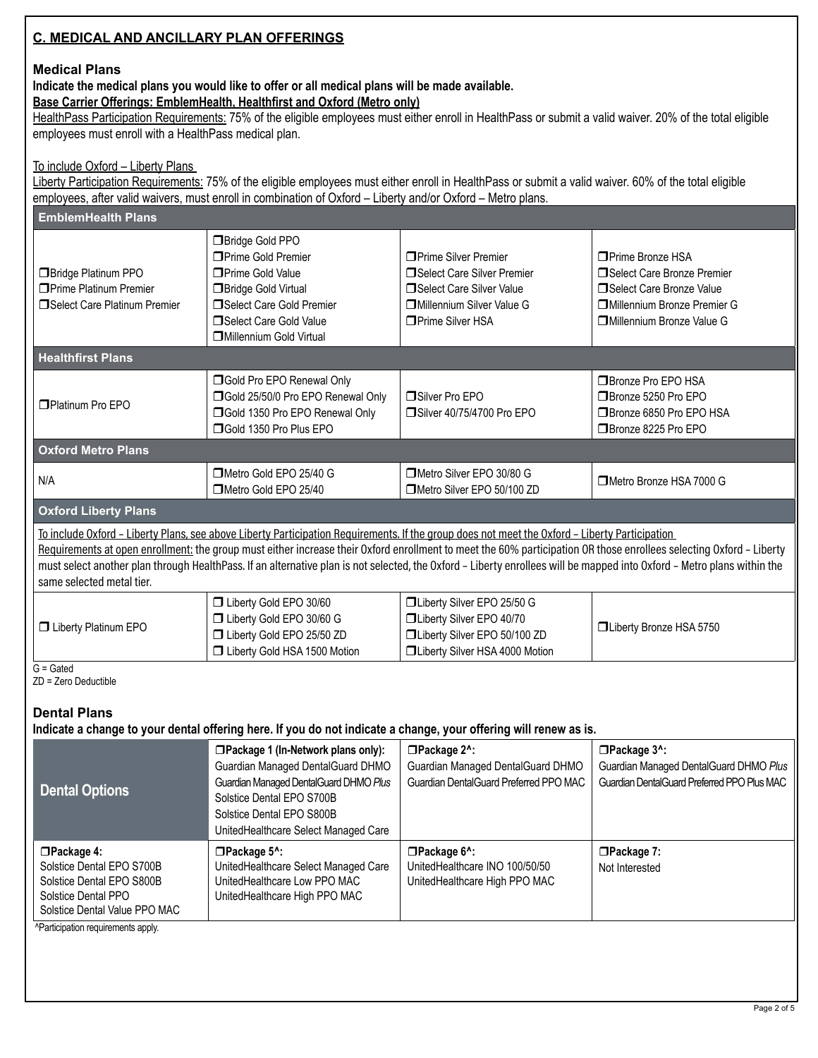## C. MEDICAL AND ANCILLARY PLAN OFFERINGS

### Medical Plans

**Indicate the medical plans you would like to offer or all medical plans will be made available.**

**Base Carrier Offerings: EmblemHealth, Healthfirst and Oxford (Metro only)**

HealthPass Participation Requirements: 75% of the eligible employees must either enroll in HealthPass or submit a valid waiver. 20% of the total eligible employees must enroll with a HealthPass medical plan.

To include Oxford – Liberty Plans

Liberty Participation Requirements: 75% of the eligible employees must either enroll in HealthPass or submit a valid waiver. 60% of the total eligible employees, after valid waivers, must enroll in combination of Oxford – Liberty and/or Oxford – Metro plans.

| **EmblemHealth Plans** | | | |
|---|---|---|---|
| ❒ Bridge Platinum PPO<br>❒ Prime Platinum Premier<br>❒ Select Care Platinum Premier | ❒ Bridge Gold PPO<br>❒ Prime Gold Premier<br>❒ Prime Gold Value<br>❒ Bridge Gold Virtual<br>❒ Select Care Gold Premier<br>❒ Select Care Gold Value<br>❒ Millennium Gold Virtual | ❒ Prime Silver Premier<br>❒ Select Care Silver Premier<br>❒ Select Care Silver Value<br>❒ Millennium Silver Value G<br>❒ Prime Silver HSA | ❒ Prime Bronze HSA<br>❒ Select Care Bronze Premier<br>❒ Select Care Bronze Value<br>❒ Millennium Bronze Premier G<br>❒ Millennium Bronze Value G |
| **Healthfirst Plans** | | | |
| ❒ Platinum Pro EPO | ❒ Gold Pro EPO Renewal Only<br>❒ Gold 25/50/0 Pro EPO Renewal Only<br>❒ Gold 1350 Pro EPO Renewal Only<br>❒ Gold 1350 Pro Plus EPO | ❒ Silver Pro EPO<br>❒ Silver 40/75/4700 Pro EPO | ❒ Bronze Pro EPO HSA<br>❒ Bronze 5250 Pro EPO<br>❒ Bronze 6850 Pro EPO HSA<br>❒ Bronze 8225 Pro EPO |
| **Oxford Metro Plans** | | | |
| N/A | ❒ Metro Gold EPO 25/40 G<br>❒ Metro Gold EPO 25/40 | ❒ Metro Silver EPO 30/80 G<br>❒ Metro Silver EPO 50/100 ZD | ❒ Metro Bronze HSA 7000 G |
| **Oxford Liberty Plans** | | | |
| To include Oxford – Liberty Plans, see above Liberty Participation Requirements. If the group does not meet the Oxford – Liberty Participation Requirements at open enrollment: the group must either increase their Oxford enrollment to meet the 60% participation OR those enrollees selecting Oxford – Liberty must select another plan through HealthPass. If an alternative plan is not selected, the Oxford – Liberty enrollees will be mapped into Oxford – Metro plans within the same selected metal tier. | | | |
| ❒ Liberty Platinum EPO | ❒ Liberty Gold EPO 30/60<br>❒ Liberty Gold EPO 30/60 G<br>❒ Liberty Gold EPO 25/50 ZD<br>❒ Liberty Gold HSA 1500 Motion | ❒ Liberty Silver EPO 25/50 G<br>❒ Liberty Silver EPO 40/70<br>❒ Liberty Silver EPO 50/100 ZD<br>❒ Liberty Silver HSA 4000 Motion | ❒ Liberty Bronze HSA 5750 |

G = Gated
ZD = Zero Deductible

### Dental Plans

**Indicate a change to your dental offering here. If you do not indicate a change, your offering will renew as is.**

| **Dental Options** | ❒ **Package 1 (In-Network plans only):**<br>Guardian Managed DentalGuard DHMO<br>Guardian Managed DentalGuard DHMO *Plus*<br>Solstice Dental EPO S700B<br>Solstice Dental EPO S800B<br>UnitedHealthcare Select Managed Care | ❒ **Package 2^:**<br>Guardian Managed DentalGuard DHMO<br>Guardian DentalGuard Preferred PPO MAC | ❒ **Package 3^:**<br>Guardian Managed DentalGuard DHMO *Plus*<br>Guardian DentalGuard Preferred PPO Plus MAC |
|---|---|---|---|
| ❒ **Package 4:**<br>Solstice Dental EPO S700B<br>Solstice Dental EPO S800B<br>Solstice Dental PPO<br>Solstice Dental Value PPO MAC | ❒ **Package 5^:**<br>UnitedHealthcare Select Managed Care<br>UnitedHealthcare Low PPO MAC<br>UnitedHealthcare High PPO MAC | ❒ **Package 6^:**<br>UnitedHealthcare INO 100/50/50<br>UnitedHealthcare High PPO MAC | ❒ **Package 7:**<br>Not Interested |

^Participation requirements apply.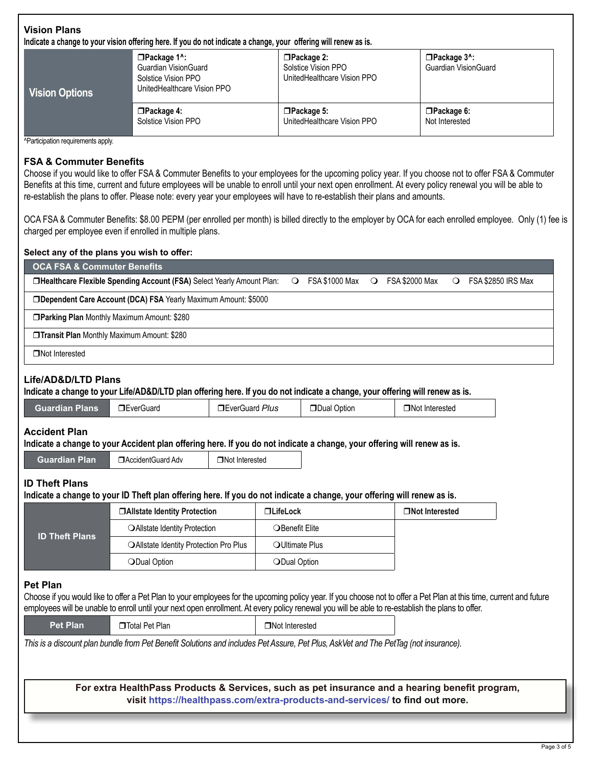## Vision Plans

**Indicate a change to your vision offering here. If you do not indicate a change, your offering will renew as is.**

| Vision Options | ❒**Package 1^:** Guardian VisionGuard Solstice Vision PPO UnitedHealthcare Vision PPO | ❒**Package 2:** Solstice Vision PPO UnitedHealthcare Vision PPO | ❒**Package 3^:** Guardian VisionGuard |
|---|---|---|---|
| | ❒**Package 4:** Solstice Vision PPO | ❒**Package 5:** UnitedHealthcare Vision PPO | ❒**Package 6:** Not Interested |

^Participation requirements apply.

## FSA & Commuter Benefits

Choose if you would like to offer FSA & Commuter Benefits to your employees for the upcoming policy year. If you choose not to offer FSA & Commuter Benefits at this time, current and future employees will be unable to enroll until your next open enrollment. At every policy renewal you will be able to re-establish the plans to offer. Please note: every year your employees will have to re-establish their plans and amounts.

OCA FSA & Commuter Benefits: $8.00 PEPM (per enrolled per month) is billed directly to the employer by OCA for each enrolled employee. Only (1) fee is charged per employee even if enrolled in multiple plans.

**Select any of the plans you wish to offer:**

| OCA FSA & Commuter Benefits |
|---|
| ❒**Healthcare Flexible Spending Account (FSA)** Select Yearly Amount Plan: ❍ FSA $1000 Max ❍ FSA $2000 Max ❍ FSA $2850 IRS Max |
| ❒**Dependent Care Account (DCA) FSA** Yearly Maximum Amount: $5000 |
| ❒**Parking Plan** Monthly Maximum Amount: $280 |
| ❒**Transit Plan** Monthly Maximum Amount: $280 |
| ❒Not Interested |

## Life/AD&D/LTD Plans

**Indicate a change to your Life/AD&D/LTD plan offering here. If you do not indicate a change, your offering will renew as is.**

| Guardian Plans | ❒EverGuard | ❒EverGuard *Plus* | ❒Dual Option | ❒Not Interested |
|---|---|---|---|---|

## Accident Plan

**Indicate a change to your Accident plan offering here. If you do not indicate a change, your offering will renew as is.**

| Guardian Plan | ❒AccidentGuard Adv | ❒Not Interested |
|---|---|---|

## ID Theft Plans

**Indicate a change to your ID Theft plan offering here. If you do not indicate a change, your offering will renew as is.**

| ID Theft Plans | ❒**Allstate Identity Protection** | ❒**LifeLock** | ❒**Not Interested** |
|---|---|---|---|
| | ❍Allstate Identity Protection | ❍Benefit Elite | |
| | ❍Allstate Identity Protection Pro Plus | ❍Ultimate Plus | |
| | ❍Dual Option | ❍Dual Option | |

## Pet Plan

Choose if you would like to offer a Pet Plan to your employees for the upcoming policy year. If you choose not to offer a Pet Plan at this time, current and future employees will be unable to enroll until your next open enrollment. At every policy renewal you will be able to re-establish the plans to offer.

| Pet Plan | ❒Total Pet Plan | ❒Not Interested |
|---|---|---|

*This is a discount plan bundle from Pet Benefit Solutions and includes Pet Assure, Pet Plus, AskVet and The PetTag (not insurance).*

**For extra HealthPass Products & Services, such as pet insurance and a hearing benefit program, visit https://healthpass.com/extra-products-and-services/ to find out more.**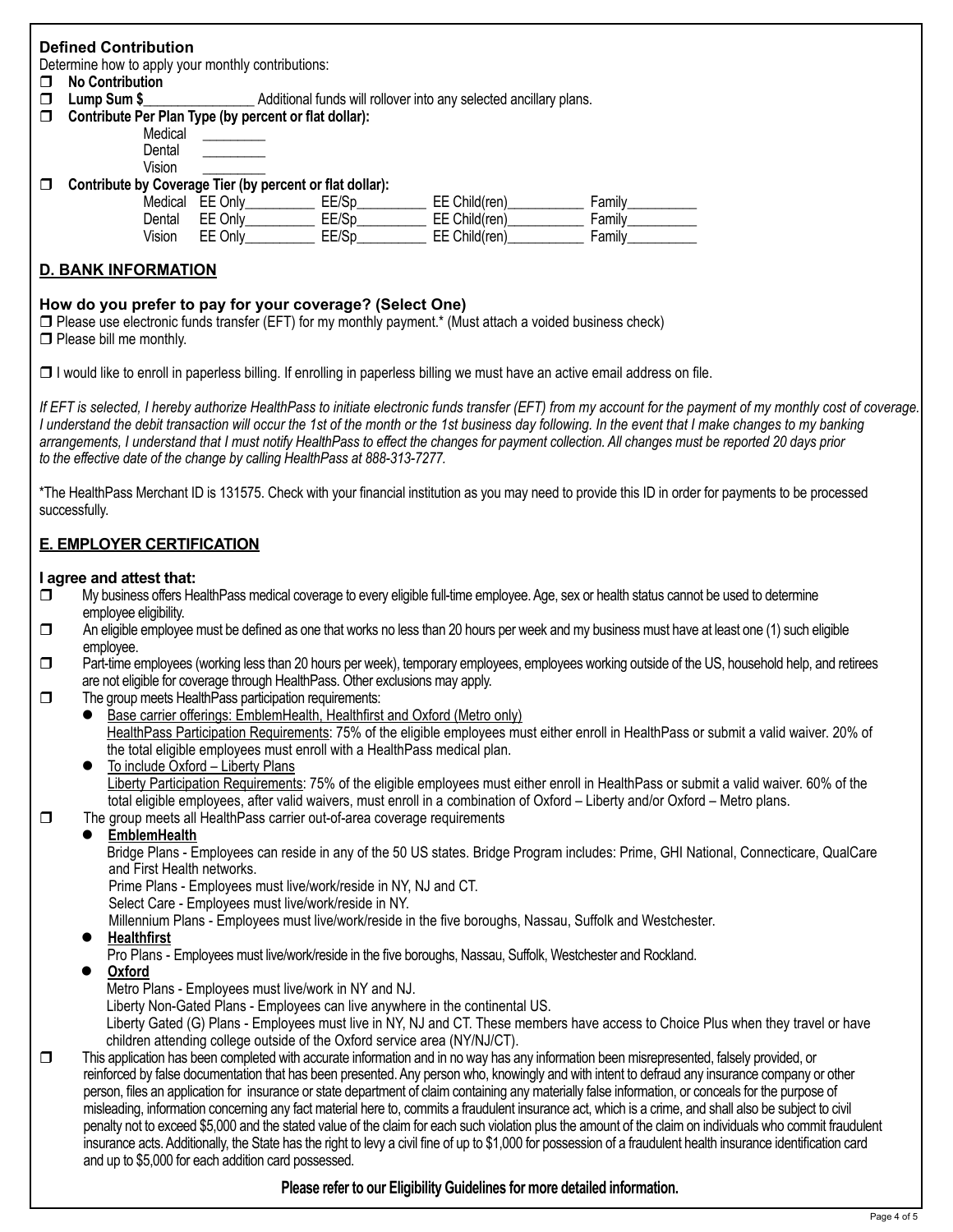**Defined Contribution**

Determine how to apply your monthly contributions:

- ☐ **No Contribution**
- ☐ **Lump Sum $**________________ Additional funds will rollover into any selected ancillary plans.
- ☐ **Contribute Per Plan Type (by percent or flat dollar):**
  - Medical ________
  - Dental ________
  - Vision ________
- ☐ **Contribute by Coverage Tier (by percent or flat dollar):**

| | | | | |
|---|---|---|---|---|
| Medical | EE Only__________ | EE/Sp__________ | EE Child(ren)___________ | Family__________ |
| Dental | EE Only__________ | EE/Sp__________ | EE Child(ren)___________ | Family__________ |
| Vision | EE Only__________ | EE/Sp__________ | EE Child(ren)___________ | Family__________ |

## D. BANK INFORMATION

**How do you prefer to pay for your coverage? (Select One)**

☐ Please use electronic funds transfer (EFT) for my monthly payment.* (Must attach a voided business check)

☐ Please bill me monthly.

☐ I would like to enroll in paperless billing. If enrolling in paperless billing we must have an active email address on file.

*If EFT is selected, I hereby authorize HealthPass to initiate electronic funds transfer (EFT) from my account for the payment of my monthly cost of coverage. I understand the debit transaction will occur the 1st of the month or the 1st business day following. In the event that I make changes to my banking arrangements, I understand that I must notify HealthPass to effect the changes for payment collection. All changes must be reported 20 days prior to the effective date of the change by calling HealthPass at 888-313-7277.*

*The HealthPass Merchant ID is 131575. Check with your financial institution as you may need to provide this ID in order for payments to be processed successfully.

## E. EMPLOYER CERTIFICATION

**I agree and attest that:**

- ☐ My business offers HealthPass medical coverage to every eligible full-time employee. Age, sex or health status cannot be used to determine employee eligibility.
- ☐ An eligible employee must be defined as one that works no less than 20 hours per week and my business must have at least one (1) such eligible employee.
- ☐ Part-time employees (working less than 20 hours per week), temporary employees, employees working outside of the US, household help, and retirees are not eligible for coverage through HealthPass. Other exclusions may apply.
- ☐ The group meets HealthPass participation requirements:
  - Base carrier offerings: EmblemHealth, Healthfirst and Oxford (Metro only)
    HealthPass Participation Requirements: 75% of the eligible employees must either enroll in HealthPass or submit a valid waiver. 20% of the total eligible employees must enroll with a HealthPass medical plan.
  - To include Oxford – Liberty Plans
    Liberty Participation Requirements: 75% of the eligible employees must either enroll in HealthPass or submit a valid waiver. 60% of the total eligible employees, after valid waivers, must enroll in a combination of Oxford – Liberty and/or Oxford – Metro plans.
- ☐ The group meets all HealthPass carrier out-of-area coverage requirements
  - **EmblemHealth**
    Bridge Plans - Employees can reside in any of the 50 US states. Bridge Program includes: Prime, GHI National, Connecticare, QualCare and First Health networks.
    Prime Plans - Employees must live/work/reside in NY, NJ and CT.
    Select Care - Employees must live/work/reside in NY.
    Millennium Plans - Employees must live/work/reside in the five boroughs, Nassau, Suffolk and Westchester.
  - **Healthfirst**
    Pro Plans - Employees must live/work/reside in the five boroughs, Nassau, Suffolk, Westchester and Rockland.
  - **Oxford**
    Metro Plans - Employees must live/work in NY and NJ.
    Liberty Non-Gated Plans - Employees can live anywhere in the continental US.
    Liberty Gated (G) Plans - Employees must live in NY, NJ and CT. These members have access to Choice Plus when they travel or have children attending college outside of the Oxford service area (NY/NJ/CT).
- ☐ This application has been completed with accurate information and in no way has any information been misrepresented, falsely provided, or reinforced by false documentation that has been presented. Any person who, knowingly and with intent to defraud any insurance company or other person, files an application for insurance or state department of claim containing any materially false information, or conceals for the purpose of misleading, information concerning any fact material here to, commits a fraudulent insurance act, which is a crime, and shall also be subject to civil penalty not to exceed $5,000 and the stated value of the claim for each such violation plus the amount of the claim on individuals who commit fraudulent insurance acts. Additionally, the State has the right to levy a civil fine of up to $1,000 for possession of a fraudulent health insurance identification card and up to $5,000 for each addition card possessed.

**Please refer to our Eligibility Guidelines for more detailed information.**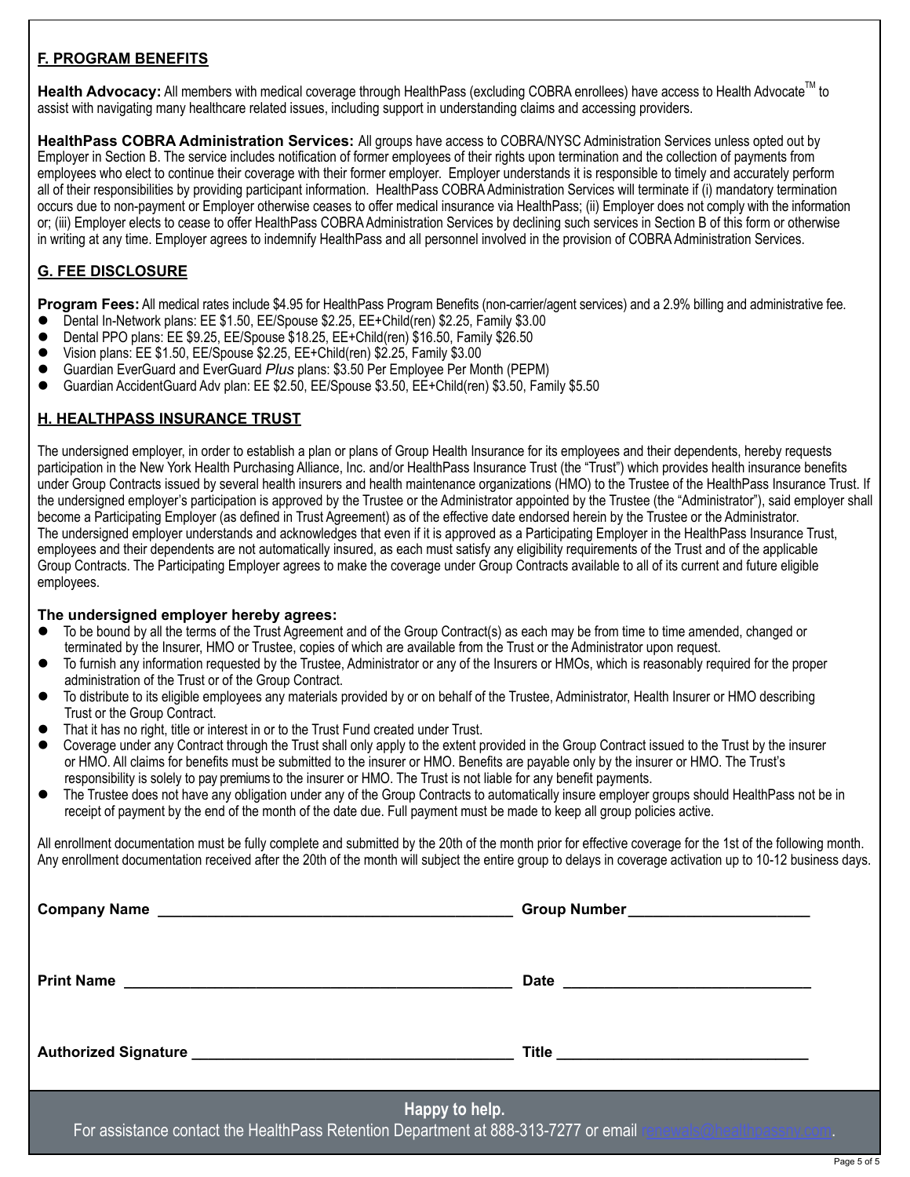## F. PROGRAM BENEFITS

**Health Advocacy:** All members with medical coverage through HealthPass (excluding COBRA enrollees) have access to Health Advocate™ to assist with navigating many healthcare related issues, including support in understanding claims and accessing providers.

**HealthPass COBRA Administration Services:** All groups have access to COBRA/NYSC Administration Services unless opted out by Employer in Section B. The service includes notification of former employees of their rights upon termination and the collection of payments from employees who elect to continue their coverage with their former employer. Employer understands it is responsible to timely and accurately perform all of their responsibilities by providing participant information. HealthPass COBRA Administration Services will terminate if (i) mandatory termination occurs due to non-payment or Employer otherwise ceases to offer medical insurance via HealthPass; (ii) Employer does not comply with the information or; (iii) Employer elects to cease to offer HealthPass COBRA Administration Services by declining such services in Section B of this form or otherwise in writing at any time. Employer agrees to indemnify HealthPass and all personnel involved in the provision of COBRA Administration Services.

## G. FEE DISCLOSURE

**Program Fees:** All medical rates include $4.95 for HealthPass Program Benefits (non-carrier/agent services) and a 2.9% billing and administrative fee.

- Dental In-Network plans: EE $1.50, EE/Spouse $2.25, EE+Child(ren) $2.25, Family $3.00
- Dental PPO plans: EE $9.25, EE/Spouse $18.25, EE+Child(ren) $16.50, Family $26.50
- Vision plans: EE $1.50, EE/Spouse $2.25, EE+Child(ren) $2.25, Family $3.00
- Guardian EverGuard and EverGuard *Plus* plans: $3.50 Per Employee Per Month (PEPM)
- Guardian AccidentGuard Adv plan: EE $2.50, EE/Spouse $3.50, EE+Child(ren) $3.50, Family $5.50

## H. HEALTHPASS INSURANCE TRUST

The undersigned employer, in order to establish a plan or plans of Group Health Insurance for its employees and their dependents, hereby requests participation in the New York Health Purchasing Alliance, Inc. and/or HealthPass Insurance Trust (the "Trust") which provides health insurance benefits under Group Contracts issued by several health insurers and health maintenance organizations (HMO) to the Trustee of the HealthPass Insurance Trust. If the undersigned employer's participation is approved by the Trustee or the Administrator appointed by the Trustee (the "Administrator"), said employer shall become a Participating Employer (as defined in Trust Agreement) as of the effective date endorsed herein by the Trustee or the Administrator. The undersigned employer understands and acknowledges that even if it is approved as a Participating Employer in the HealthPass Insurance Trust, employees and their dependents are not automatically insured, as each must satisfy any eligibility requirements of the Trust and of the applicable Group Contracts. The Participating Employer agrees to make the coverage under Group Contracts available to all of its current and future eligible employees.

**The undersigned employer hereby agrees:**

- To be bound by all the terms of the Trust Agreement and of the Group Contract(s) as each may be from time to time amended, changed or terminated by the Insurer, HMO or Trustee, copies of which are available from the Trust or the Administrator upon request.
- To furnish any information requested by the Trustee, Administrator or any of the Insurers or HMOs, which is reasonably required for the proper administration of the Trust or of the Group Contract.
- To distribute to its eligible employees any materials provided by or on behalf of the Trustee, Administrator, Health Insurer or HMO describing Trust or the Group Contract.
- That it has no right, title or interest in or to the Trust Fund created under Trust.
- Coverage under any Contract through the Trust shall only apply to the extent provided in the Group Contract issued to the Trust by the insurer or HMO. All claims for benefits must be submitted to the insurer or HMO. Benefits are payable only by the insurer or HMO. The Trust's responsibility is solely to pay premiums to the insurer or HMO. The Trust is not liable for any benefit payments.
- The Trustee does not have any obligation under any of the Group Contracts to automatically insure employer groups should HealthPass not be in receipt of payment by the end of the month of the date due. Full payment must be made to keep all group policies active.

All enrollment documentation must be fully complete and submitted by the 20th of the month prior for effective coverage for the 1st of the following month. Any enrollment documentation received after the 20th of the month will subject the entire group to delays in coverage activation up to 10-12 business days.

**Company Name** ____________________________________________ **Group Number** ______________________

**Print Name** ______________________________________________ **Date** ______________________________

**Authorized Signature** _____________________________________ **Title** ______________________________

**Happy to help.**

For assistance contact the HealthPass Retention Department at 888-313-7277 or email renewals@healthpassny.com.